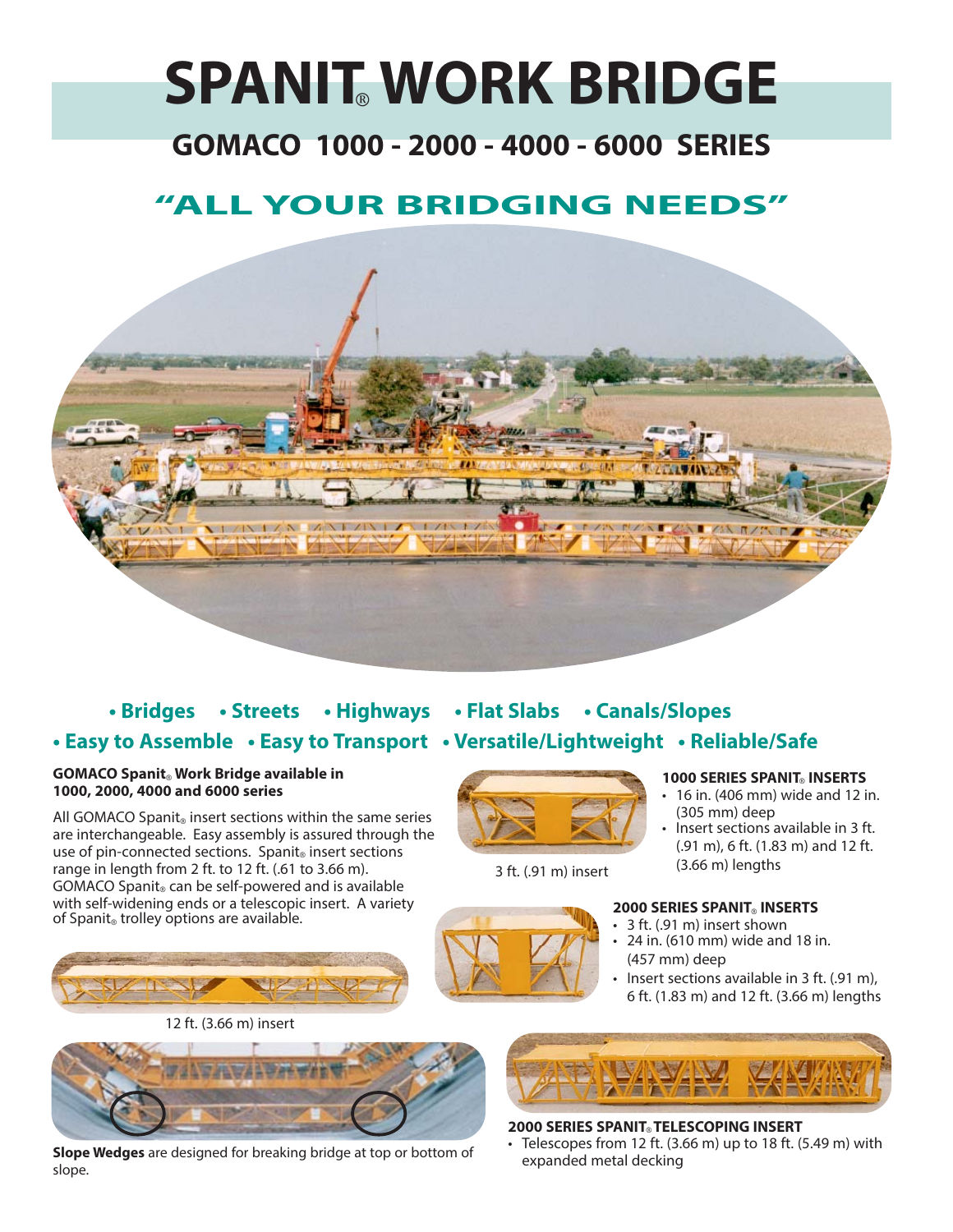# SPANIT® WORK BRIDGE

## GOMACO 1000 - 2000 - 4000 - 6000 SERIES

## "ALL YOUR BRIDGING NEEDS"

**• Bridges • Streets • Highways • Flat Slabs • Canals/Slopes**

**• Easy to Assemble • Easy to Transport • Versatile/Lightweight • Reliable/Safe**

**GOMACO Spanit® Work Bridge available in 1000, 2000, 4000 and 6000 series**

All GOMACO Spanit® insert sections within the same series are interchangeable. Easy assembly is assured through the use of pin-connected sections. Spanit® insert sections range in length from 2 ft. to 12 ft. (.61 to 3.66 m). GOMACO Spanit® can be self-powered and is available with self-widening ends or a telescopic insert. A variety of Spanit® trolley options are available.

12 ft. (3.66 m) insert

**Slope Wedges** are designed for breaking bridge at top or bottom of slope.

3 ft. (.91 m) insert

### 1000 SERIES SPANIT® INSERTS

- 16 in. (406 mm) wide and 12 in. (305 mm) deep
- Insert sections available in 3 ft. (.91 m), 6 ft. (1.83 m) and 12 ft. (3.66 m) lengths

### 2000 SERIES SPANIT® INSERTS

- 3 ft. (.91 m) insert shown
- 24 in. (610 mm) wide and 18 in. (457 mm) deep
- Insert sections available in 3 ft. (.91 m), 6 ft. (1.83 m) and 12 ft. (3.66 m) lengths

### 2000 SERIES SPANIT® TELESCOPING INSERT

- Telescopes from 12 ft. (3.66 m) up to 18 ft. (5.49 m) with expanded metal decking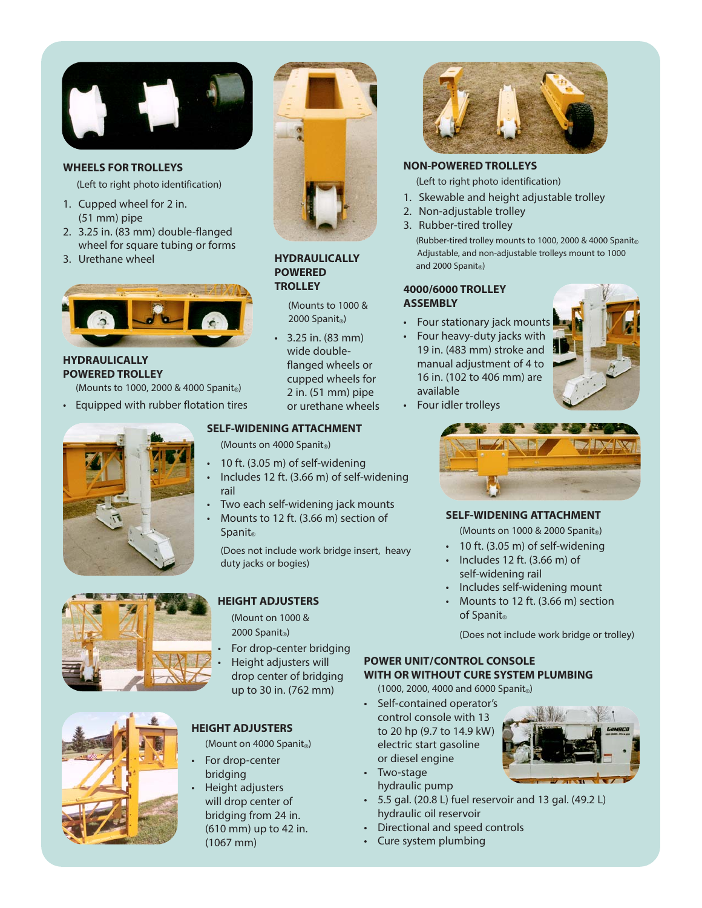### WHEELS FOR TROLLEYS

(Left to right photo identification)

1. Cupped wheel for 2 in. (51 mm) pipe
2. 3.25 in. (83 mm) double-flanged wheel for square tubing or forms
3. Urethane wheel

### HYDRAULICALLY POWERED TROLLEY

(Mounts to 1000, 2000 & 4000 Spanit®)

- Equipped with rubber flotation tires

### HYDRAULICALLY POWERED TROLLEY

(Mounts to 1000 & 2000 Spanit®)

- 3.25 in. (83 mm) wide double-flanged wheels or cupped wheels for 2 in. (51 mm) pipe or urethane wheels

### NON-POWERED TROLLEYS

(Left to right photo identification)

1. Skewable and height adjustable trolley
2. Non-adjustable trolley
3. Rubber-tired trolley

(Rubber-tired trolley mounts to 1000, 2000 & 4000 Spanit® Adjustable, and non-adjustable trolleys mount to 1000 and 2000 Spanit®)

### 4000/6000 TROLLEY ASSEMBLY

- Four stationary jack mounts
- Four heavy-duty jacks with 19 in. (483 mm) stroke and manual adjustment of 4 to 16 in. (102 to 406 mm) are available
- Four idler trolleys

### SELF-WIDENING ATTACHMENT

(Mounts on 4000 Spanit®)

- 10 ft. (3.05 m) of self-widening
- Includes 12 ft. (3.66 m) of self-widening rail
- Two each self-widening jack mounts
- Mounts to 12 ft. (3.66 m) section of Spanit®

(Does not include work bridge insert, heavy duty jacks or bogies)

### SELF-WIDENING ATTACHMENT

(Mounts on 1000 & 2000 Spanit®)

- 10 ft. (3.05 m) of self-widening
- Includes 12 ft. (3.66 m) of self-widening rail
- Includes self-widening mount
- Mounts to 12 ft. (3.66 m) section of Spanit®

(Does not include work bridge or trolley)

### HEIGHT ADJUSTERS

(Mount on 1000 & 2000 Spanit®)

- For drop-center bridging
- Height adjusters will drop center of bridging up to 30 in. (762 mm)

### HEIGHT ADJUSTERS

(Mount on 4000 Spanit®)

- For drop-center bridging
- Height adjusters will drop center of bridging from 24 in. (610 mm) up to 42 in. (1067 mm)

### POWER UNIT/CONTROL CONSOLE WITH OR WITHOUT CURE SYSTEM PLUMBING

(1000, 2000, 4000 and 6000 Spanit®)

- Self-contained operator's control console with 13 to 20 hp (9.7 to 14.9 kW) electric start gasoline or diesel engine
- Two-stage hydraulic pump
- 5.5 gal. (20.8 L) fuel reservoir and 13 gal. (49.2 L) hydraulic oil reservoir
- Directional and speed controls
- Cure system plumbing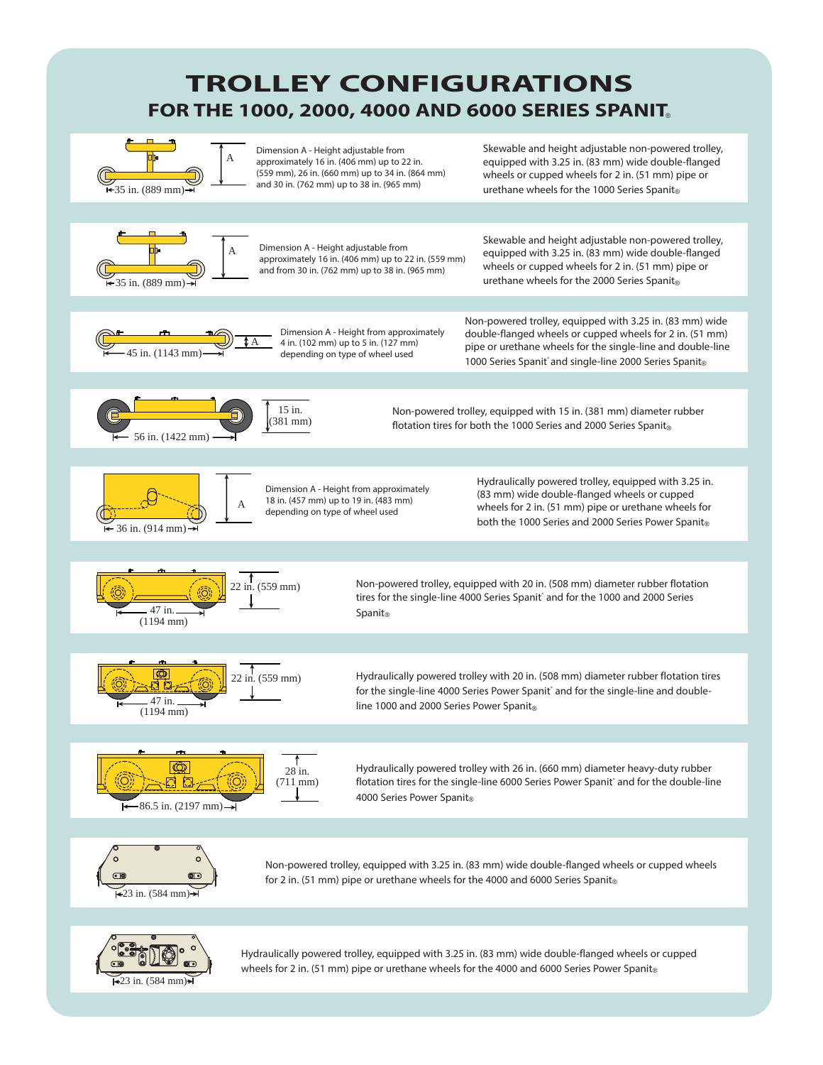# TROLLEY CONFIGURATIONS

## FOR THE 1000, 2000, 4000 AND 6000 SERIES SPANIT®

35 in. (889 mm)

Dimension A - Height adjustable from approximately 16 in. (406 mm) up to 22 in. (559 mm), 26 in. (660 mm) up to 34 in. (864 mm) and 30 in. (762 mm) up to 38 in. (965 mm)

Skewable and height adjustable non-powered trolley, equipped with 3.25 in. (83 mm) wide double-flanged wheels or cupped wheels for 2 in. (51 mm) pipe or urethane wheels for the 1000 Series Spanit®

---

35 in. (889 mm)

Dimension A - Height adjustable from approximately 16 in. (406 mm) up to 22 in. (559 mm) and from 30 in. (762 mm) up to 38 in. (965 mm)

Skewable and height adjustable non-powered trolley, equipped with 3.25 in. (83 mm) wide double-flanged wheels or cupped wheels for 2 in. (51 mm) pipe or urethane wheels for the 2000 Series Spanit®

---

45 in. (1143 mm)

Dimension A - Height from approximately 4 in. (102 mm) up to 5 in. (127 mm) depending on type of wheel used

Non-powered trolley, equipped with 3.25 in. (83 mm) wide double-flanged wheels or cupped wheels for 2 in. (51 mm) pipe or urethane wheels for the single-line and double-line 1000 Series Spanit® and single-line 2000 Series Spanit®

---

56 in. (1422 mm) — 15 in. (381 mm)

Non-powered trolley, equipped with 15 in. (381 mm) diameter rubber flotation tires for both the 1000 Series and 2000 Series Spanit®

---

36 in. (914 mm)

Dimension A - Height from approximately 18 in. (457 mm) up to 19 in. (483 mm) depending on type of wheel used

Hydraulically powered trolley, equipped with 3.25 in. (83 mm) wide double-flanged wheels or cupped wheels for 2 in. (51 mm) pipe or urethane wheels for both the 1000 Series and 2000 Series Power Spanit®

---

47 in. (1194 mm) — 22 in. (559 mm)

Non-powered trolley, equipped with 20 in. (508 mm) diameter rubber flotation tires for the single-line 4000 Series Spanit® and for the 1000 and 2000 Series Spanit®

---

47 in. (1194 mm) — 22 in. (559 mm)

Hydraulically powered trolley with 20 in. (508 mm) diameter rubber flotation tires for the single-line 4000 Series Power Spanit® and for the single-line and double-line 1000 and 2000 Series Power Spanit®

---

86.5 in. (2197 mm) — 28 in. (711 mm)

Hydraulically powered trolley with 26 in. (660 mm) diameter heavy-duty rubber flotation tires for the single-line 6000 Series Power Spanit® and for the double-line 4000 Series Power Spanit®

---

23 in. (584 mm)

Non-powered trolley, equipped with 3.25 in. (83 mm) wide double-flanged wheels or cupped wheels for 2 in. (51 mm) pipe or urethane wheels for the 4000 and 6000 Series Spanit®

---

23 in. (584 mm)

Hydraulically powered trolley, equipped with 3.25 in. (83 mm) wide double-flanged wheels or cupped wheels for 2 in. (51 mm) pipe or urethane wheels for the 4000 and 6000 Series Power Spanit®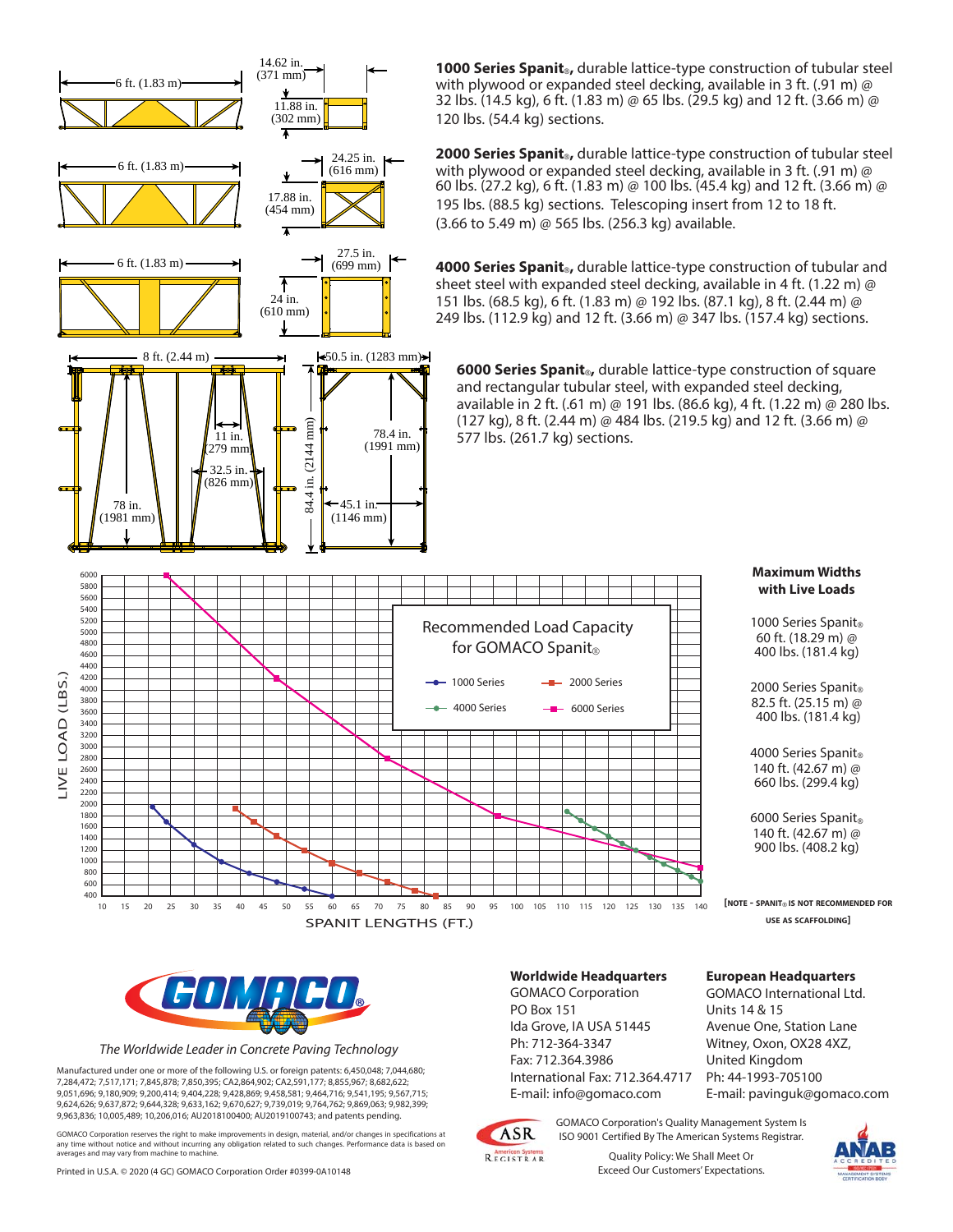6 ft. (1.83 m)

14.62 in. (371 mm)

11.88 in. (302 mm)

**1000 Series Spanit®,** durable lattice-type construction of tubular steel with plywood or expanded steel decking, available in 3 ft. (.91 m) @ 32 lbs. (14.5 kg), 6 ft. (1.83 m) @ 65 lbs. (29.5 kg) and 12 ft. (3.66 m) @ 120 lbs. (54.4 kg) sections.

6 ft. (1.83 m)

24.25 in. (616 mm)

17.88 in. (454 mm)

**2000 Series Spanit®,** durable lattice-type construction of tubular steel with plywood or expanded steel decking, available in 3 ft. (.91 m) @ 60 lbs. (27.2 kg), 6 ft. (1.83 m) @ 100 lbs. (45.4 kg) and 12 ft. (3.66 m) @ 195 lbs. (88.5 kg) sections. Telescoping insert from 12 to 18 ft. (3.66 to 5.49 m) @ 565 lbs. (256.3 kg) available.

6 ft. (1.83 m)

27.5 in. (699 mm)

24 in. (610 mm)

**4000 Series Spanit®,** durable lattice-type construction of tubular and sheet steel with expanded steel decking, available in 4 ft. (1.22 m) @ 151 lbs. (68.5 kg), 6 ft. (1.83 m) @ 192 lbs. (87.1 kg), 8 ft. (2.44 m) @ 249 lbs. (112.9 kg) and 12 ft. (3.66 m) @ 347 lbs. (157.4 kg) sections.

8 ft. (2.44 m)

50.5 in. (1283 mm)

11 in. (279 mm)

32.5 in. (826 mm)

78 in. (1981 mm)

84.4 in. (2144 mm)

78.4 in. (1991 mm)

45.1 in. (1146 mm)

**6000 Series Spanit®,** durable lattice-type construction of square and rectangular tubular steel, with expanded steel decking, available in 2 ft. (.61 m) @ 191 lbs. (86.6 kg), 4 ft. (1.22 m) @ 280 lbs. (127 kg), 8 ft. (2.44 m) @ 484 lbs. (219.5 kg) and 12 ft. (3.66 m) @ 577 lbs. (261.7 kg) sections.

Recommended Load Capacity for GOMACO Spanit®

1000 Series
2000 Series
4000 Series
6000 Series

LIVE LOAD (LBS.)

6000 5800 5600 5400 5200 5000 4800 4600 4400 4200 4000 3800 3600 3400 3200 3000 2800 2600 2400 2200 2000 1800 1600 1400 1200 1000 800 600 400

10 15 20 25 30 35 40 45 50 55 60 65 70 75 80 85 90 95 100 105 110 115 120 125 130 135 140

SPANIT LENGTHS (FT.)

**Maximum Widths with Live Loads**

1000 Series Spanit® 60 ft. (18.29 m) @ 400 lbs. (181.4 kg)

2000 Series Spanit® 82.5 ft. (25.15 m) @ 400 lbs. (181.4 kg)

4000 Series Spanit® 140 ft. (42.67 m) @ 660 lbs. (299.4 kg)

6000 Series Spanit® 140 ft. (42.67 m) @ 900 lbs. (408.2 kg)

**[NOTE - SPANIT® IS NOT RECOMMENDED FOR USE AS SCAFFOLDING]**

GOMACO®

*The Worldwide Leader in Concrete Paving Technology*

Manufactured under one or more of the following U.S. or foreign patents: 6,450,048; 7,044,680; 7,284,472; 7,517,171; 7,845,878; 7,850,395; CA2,864,902; CA2,591,177; 8,855,967; 8,682,622; 9,051,696; 9,180,909; 9,200,414; 9,404,228; 9,428,869; 9,458,581; 9,464,716; 9,541,195; 9,567,715; 9,624,626; 9,637,872; 9,644,328; 9,633,162; 9,670,627; 9,739,019; 9,764,762; 9,869,063; 9,982,399; 9,963,836; 10,005,489; 10,206,016; AU2018100400; AU2019100743; and patents pending.

GOMACO Corporation reserves the right to make improvements in design, material, and/or changes in specifications at any time without notice and without incurring any obligation related to such changes. Performance data is based on averages and may vary from machine to machine.

Printed in U.S.A. © 2020 (4 GC) GOMACO Corporation Order #0399-0A10148

**Worldwide Headquarters**
GOMACO Corporation
PO Box 151
Ida Grove, IA USA 51445
Ph: 712-364-3347
Fax: 712.364.3986
International Fax: 712.364.4717
E-mail: info@gomaco.com

**European Headquarters**
GOMACO International Ltd.
Units 14 & 15
Avenue One, Station Lane
Witney, Oxon, OX28 4XZ,
United Kingdom
Ph: 44-1993-705100
E-mail: paving uk@gomaco.com

ASR American Systems Registrar

GOMACO Corporation's Quality Management System Is ISO 9001 Certified By The American Systems Registrar.

Quality Policy: We Shall Meet Or Exceed Our Customers' Expectations.

ANAB ACCREDITED MANAGEMENT SYSTEMS CERTIFICATION BODY